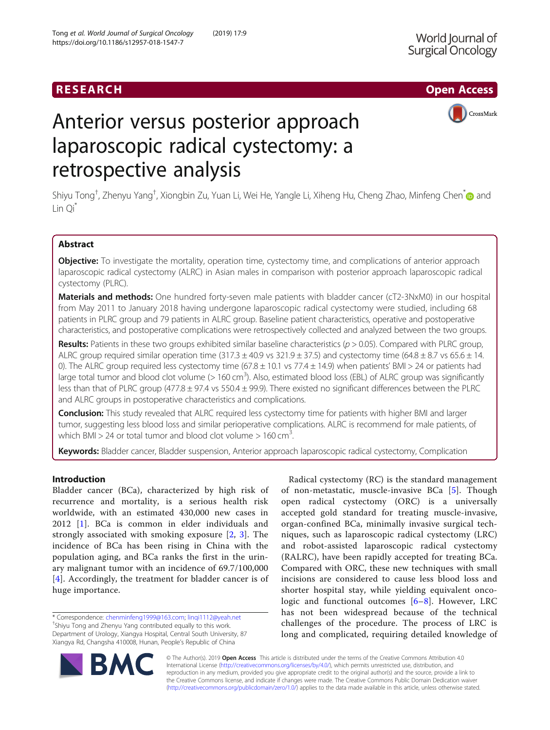RESEARCH

Open Access

# Anterior versus posterior approach laparoscopic radical cystectomy: a retrospective analysis

Shiyu Tong[†], Zhenyu Yang[†], Xiongbin Zu, Yuan Li, Wei He, Yangle Li, Xiheng Hu, Cheng Zhao, Minfeng Chen[*] and Lin Qi[*]

## Abstract

**Objective:** To investigate the mortality, operation time, cystectomy time, and complications of anterior approach laparoscopic radical cystectomy (ALRC) in Asian males in comparison with posterior approach laparoscopic radical cystectomy (PLRC).

**Materials and methods:** One hundred forty-seven male patients with bladder cancer (cT2-3NxM0) in our hospital from May 2011 to January 2018 having undergone laparoscopic radical cystectomy were studied, including 68 patients in PLRC group and 79 patients in ALRC group. Baseline patient characteristics, operative and postoperative characteristics, and postoperative complications were retrospectively collected and analyzed between the two groups.

**Results:** Patients in these two groups exhibited similar baseline characteristics ($p > 0.05$). Compared with PLRC group, ALRC group required similar operation time (317.3 ± 40.9 vs 321.9 ± 37.5) and cystectomy time (64.8 ± 8.7 vs 65.6 ± 14.0). The ALRC group required less cystectomy time (67.8 ± 10.1 vs 77.4 ± 14.9) when patients' BMI > 24 or patients had large total tumor and blood clot volume (> 160 $cm^3$). Also, estimated blood loss (EBL) of ALRC group was significantly less than that of PLRC group (477.8 ± 97.4 vs 550.4 ± 99.9). There existed no significant differences between the PLRC and ALRC groups in postoperative characteristics and complications.

**Conclusion:** This study revealed that ALRC required less cystectomy time for patients with higher BMI and larger tumor, suggesting less blood loss and similar perioperative complications. ALRC is recommend for male patients, of which BMI > 24 or total tumor and blood clot volume > 160 $cm^3$.

**Keywords:** Bladder cancer, Bladder suspension, Anterior approach laparoscopic radical cystectomy, Complication

## Introduction

Bladder cancer (BCa), characterized by high risk of recurrence and mortality, is a serious health risk worldwide, with an estimated 430,000 new cases in 2012 [1]. BCa is common in elder individuals and strongly associated with smoking exposure [2, 3]. The incidence of BCa has been rising in China with the population aging, and BCa ranks the first in the urinary malignant tumor with an incidence of 69.7/100,000 [4]. Accordingly, the treatment for bladder cancer is of huge importance.

Radical cystectomy (RC) is the standard management of non-metastatic, muscle-invasive BCa [5]. Though open radical cystectomy (ORC) is a universally accepted gold standard for treating muscle-invasive, organ-confined BCa, minimally invasive surgical techniques, such as laparoscopic radical cystectomy (LRC) and robot-assisted laparoscopic radical cystectomy (RALRC), have been rapidly accepted for treating BCa. Compared with ORC, these new techniques with small incisions are considered to cause less blood loss and shorter hospital stay, while yielding equivalent oncologic and functional outcomes [6–8]. However, LRC has not been widespread because of the technical challenges of the procedure. The process of LRC is long and complicated, requiring detailed knowledge of

* Correspondence: chenminfeng1999@163.com; linqi1112@yeah.net
[†]Shiyu Tong and Zhenyu Yang contributed equally to this work.
Department of Urology, Xiangya Hospital, Central South University, 87 Xiangya Rd, Changsha 410008, Hunan, People's Republic of China

© The Author(s). 2019 **Open Access** This article is distributed under the terms of the Creative Commons Attribution 4.0 International License (http://creativecommons.org/licenses/by/4.0/), which permits unrestricted use, distribution, and reproduction in any medium, provided you give appropriate credit to the original author(s) and the source, provide a link to the Creative Commons license, and indicate if changes were made. The Creative Commons Public Domain Dedication waiver (http://creativecommons.org/publicdomain/zero/1.0/) applies to the data made available in this article, unless otherwise stated.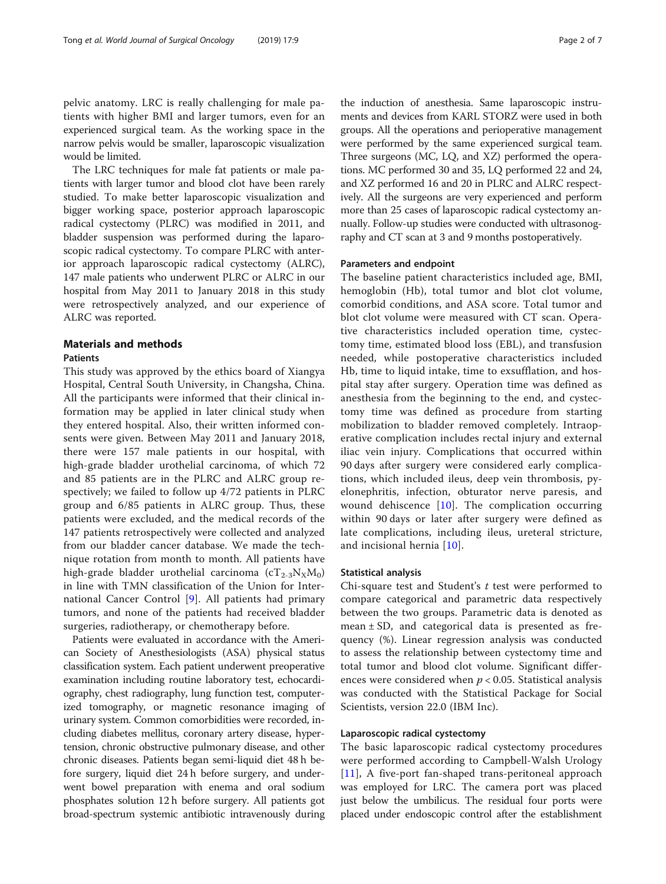pelvic anatomy. LRC is really challenging for male patients with higher BMI and larger tumors, even for an experienced surgical team. As the working space in the narrow pelvis would be smaller, laparoscopic visualization would be limited.

The LRC techniques for male fat patients or male patients with larger tumor and blood clot have been rarely studied. To make better laparoscopic visualization and bigger working space, posterior approach laparoscopic radical cystectomy (PLRC) was modified in 2011, and bladder suspension was performed during the laparoscopic radical cystectomy. To compare PLRC with anterior approach laparoscopic radical cystectomy (ALRC), 147 male patients who underwent PLRC or ALRC in our hospital from May 2011 to January 2018 in this study were retrospectively analyzed, and our experience of ALRC was reported.

## Materials and methods

### Patients

This study was approved by the ethics board of Xiangya Hospital, Central South University, in Changsha, China. All the participants were informed that their clinical information may be applied in later clinical study when they entered hospital. Also, their written informed consents were given. Between May 2011 and January 2018, there were 157 male patients in our hospital, with high-grade bladder urothelial carcinoma, of which 72 and 85 patients are in the PLRC and ALRC group respectively; we failed to follow up 4/72 patients in PLRC group and 6/85 patients in ALRC group. Thus, these patients were excluded, and the medical records of the 147 patients retrospectively were collected and analyzed from our bladder cancer database. We made the technique rotation from month to month. All patients have high-grade bladder urothelial carcinoma ($cT_{2-3}N_XM_0$) in line with TMN classification of the Union for International Cancer Control [9]. All patients had primary tumors, and none of the patients had received bladder surgeries, radiotherapy, or chemotherapy before.

Patients were evaluated in accordance with the American Society of Anesthesiologists (ASA) physical status classification system. Each patient underwent preoperative examination including routine laboratory test, echocardiography, chest radiography, lung function test, computerized tomography, or magnetic resonance imaging of urinary system. Common comorbidities were recorded, including diabetes mellitus, coronary artery disease, hypertension, chronic obstructive pulmonary disease, and other chronic diseases. Patients began semi-liquid diet 48 h before surgery, liquid diet 24 h before surgery, and underwent bowel preparation with enema and oral sodium phosphates solution 12 h before surgery. All patients got broad-spectrum systemic antibiotic intravenously during the induction of anesthesia. Same laparoscopic instruments and devices from KARL STORZ were used in both groups. All the operations and perioperative management were performed by the same experienced surgical team. Three surgeons (MC, LQ, and XZ) performed the operations. MC performed 30 and 35, LQ performed 22 and 24, and XZ performed 16 and 20 in PLRC and ALRC respectively. All the surgeons are very experienced and perform more than 25 cases of laparoscopic radical cystectomy annually. Follow-up studies were conducted with ultrasonography and CT scan at 3 and 9 months postoperatively.

### Parameters and endpoint

The baseline patient characteristics included age, BMI, hemoglobin (Hb), total tumor and blot clot volume, comorbid conditions, and ASA score. Total tumor and blot clot volume were measured with CT scan. Operative characteristics included operation time, cystectomy time, estimated blood loss (EBL), and transfusion needed, while postoperative characteristics included Hb, time to liquid intake, time to exsufflation, and hospital stay after surgery. Operation time was defined as anesthesia from the beginning to the end, and cystectomy time was defined as procedure from starting mobilization to bladder removed completely. Intraoperative complication includes rectal injury and external iliac vein injury. Complications that occurred within 90 days after surgery were considered early complications, which included ileus, deep vein thrombosis, pyelonephritis, infection, obturator nerve paresis, and wound dehiscence [10]. The complication occurring within 90 days or later after surgery were defined as late complications, including ileus, ureteral stricture, and incisional hernia [10].

### Statistical analysis

Chi-square test and Student's $t$ test were performed to compare categorical and parametric data respectively between the two groups. Parametric data is denoted as mean ± SD, and categorical data is presented as frequency (%). Linear regression analysis was conducted to assess the relationship between cystectomy time and total tumor and blood clot volume. Significant differences were considered when $p < 0.05$. Statistical analysis was conducted with the Statistical Package for Social Scientists, version 22.0 (IBM Inc).

### Laparoscopic radical cystectomy

The basic laparoscopic radical cystectomy procedures were performed according to Campbell-Walsh Urology [11], A five-port fan-shaped trans-peritoneal approach was employed for LRC. The camera port was placed just below the umbilicus. The residual four ports were placed under endoscopic control after the establishment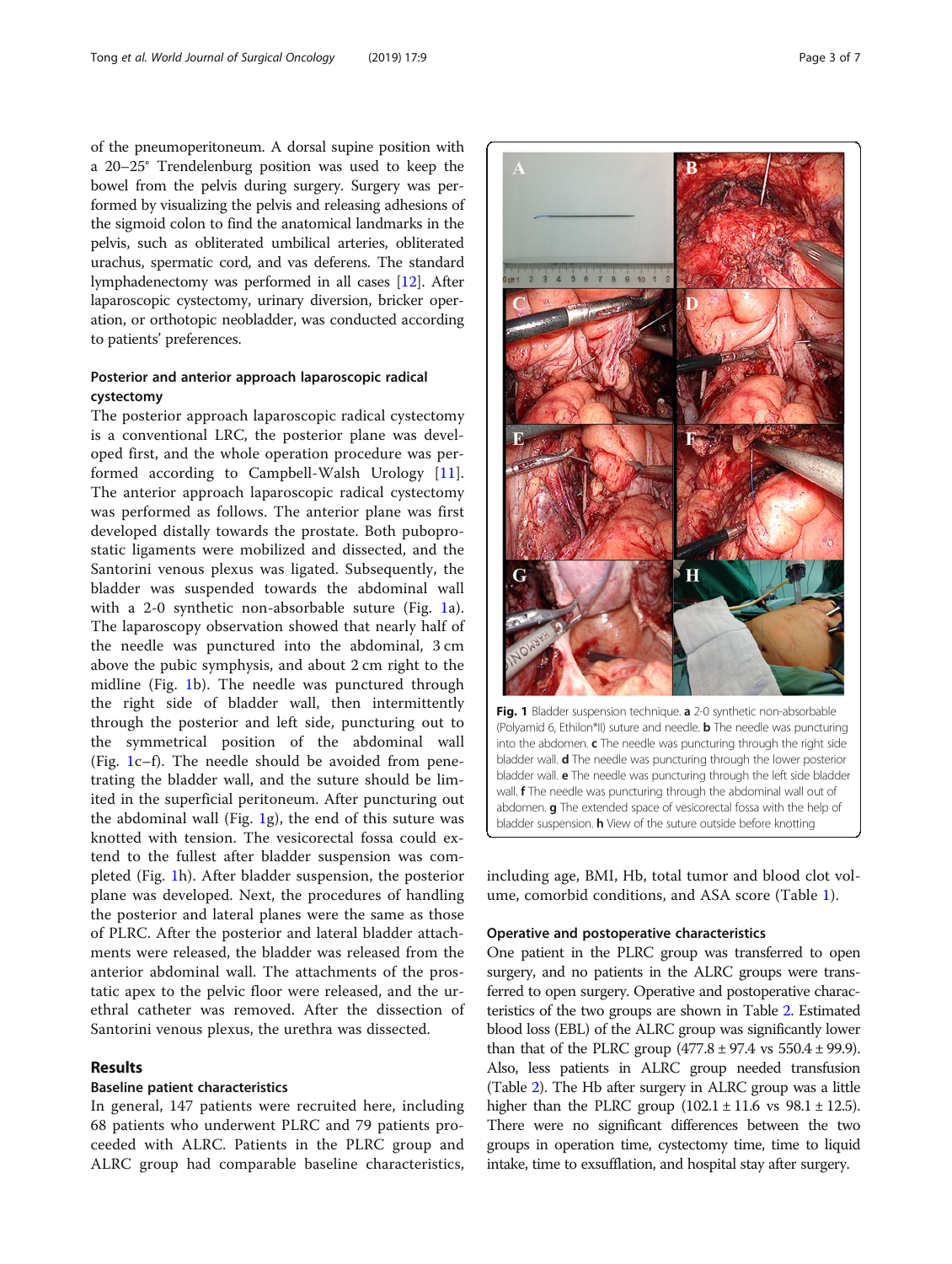of the pneumoperitoneum. A dorsal supine position with a 20–25° Trendelenburg position was used to keep the bowel from the pelvis during surgery. Surgery was performed by visualizing the pelvis and releasing adhesions of the sigmoid colon to find the anatomical landmarks in the pelvis, such as obliterated umbilical arteries, obliterated urachus, spermatic cord, and vas deferens. The standard lymphadenectomy was performed in all cases [12]. After laparoscopic cystectomy, urinary diversion, bricker operation, or orthotopic neobladder, was conducted according to patients' preferences.

### Posterior and anterior approach laparoscopic radical cystectomy

The posterior approach laparoscopic radical cystectomy is a conventional LRC, the posterior plane was developed first, and the whole operation procedure was performed according to Campbell-Walsh Urology [11]. The anterior approach laparoscopic radical cystectomy was performed as follows. The anterior plane was first developed distally towards the prostate. Both puboprostatic ligaments were mobilized and dissected, and the Santorini venous plexus was ligated. Subsequently, the bladder was suspended towards the abdominal wall with a 2-0 synthetic non-absorbable suture (Fig. 1a). The laparoscopy observation showed that nearly half of the needle was punctured into the abdominal, 3 cm above the pubic symphysis, and about 2 cm right to the midline (Fig. 1b). The needle was punctured through the right side of bladder wall, then intermittently through the posterior and left side, puncturing out to the symmetrical position of the abdominal wall (Fig. 1c–f). The needle should be avoided from penetrating the bladder wall, and the suture should be limited in the superficial peritoneum. After puncturing out the abdominal wall (Fig. 1g), the end of this suture was knotted with tension. The vesicorectal fossa could extend to the fullest after bladder suspension was completed (Fig. 1h). After bladder suspension, the posterior plane was developed. Next, the procedures of handling the posterior and lateral planes were the same as those of PLRC. After the posterior and lateral bladder attachments were released, the bladder was released from the anterior abdominal wall. The attachments of the prostatic apex to the pelvic floor were released, and the urethral catheter was removed. After the dissection of Santorini venous plexus, the urethra was dissected.

**Fig. 1** Bladder suspension technique. **a** 2-0 synthetic non-absorbable (Polyamid 6, Ethilon*II) suture and needle. **b** The needle was puncturing into the abdomen. **c** The needle was puncturing through the right side bladder wall. **d** The needle was puncturing through the lower posterior bladder wall. **e** The needle was puncturing through the left side bladder wall. **f** The needle was puncturing through the abdominal wall out of abdomen. **g** The extended space of vesicorectal fossa with the help of bladder suspension. **h** View of the suture outside before knotting

## Results

### Baseline patient characteristics

In general, 147 patients were recruited here, including 68 patients who underwent PLRC and 79 patients proceeded with ALRC. Patients in the PLRC group and ALRC group had comparable baseline characteristics, including age, BMI, Hb, total tumor and blood clot volume, comorbid conditions, and ASA score (Table 1).

### Operative and postoperative characteristics

One patient in the PLRC group was transferred to open surgery, and no patients in the ALRC groups were transferred to open surgery. Operative and postoperative characteristics of the two groups are shown in Table 2. Estimated blood loss (EBL) of the ALRC group was significantly lower than that of the PLRC group (477.8 ± 97.4 vs 550.4 ± 99.9). Also, less patients in ALRC group needed transfusion (Table 2). The Hb after surgery in ALRC group was a little higher than the PLRC group (102.1 ± 11.6 vs 98.1 ± 12.5). There were no significant differences between the two groups in operation time, cystectomy time, time to liquid intake, time to exsufflation, and hospital stay after surgery.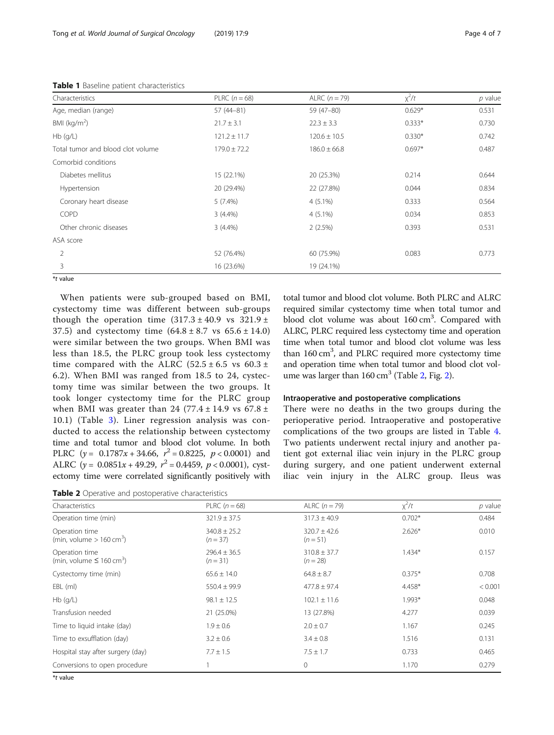**Table 1** Baseline patient characteristics

| Characteristics | PLRC ($n = 68$) | ALRC ($n = 79$) | $\chi^2/t$ | $p$ value |
|---|---|---|---|---|
| Age, median (range) | 57 (44–81) | 59 (47–80) | 0.629* | 0.531 |
| BMI (kg/m$^2$) | 21.7 ± 3.1 | 22.3 ± 3.3 | 0.333* | 0.730 |
| Hb (g/L) | 121.2 ± 11.7 | 120.6 ± 10.5 | 0.330* | 0.742 |
| Total tumor and blood clot volume | 179.0 ± 72.2 | 186.0 ± 66.8 | 0.697* | 0.487 |
| Comorbid conditions | | | | |
| Diabetes mellitus | 15 (22.1%) | 20 (25.3%) | 0.214 | 0.644 |
| Hypertension | 20 (29.4%) | 22 (27.8%) | 0.044 | 0.834 |
| Coronary heart disease | 5 (7.4%) | 4 (5.1%) | 0.333 | 0.564 |
| COPD | 3 (4.4%) | 4 (5.1%) | 0.034 | 0.853 |
| Other chronic diseases | 3 (4.4%) | 2 (2.5%) | 0.393 | 0.531 |
| ASA score | | | | |
| 2 | 52 (76.4%) | 60 (75.9%) | 0.083 | 0.773 |
| 3 | 16 (23.6%) | 19 (24.1%) | | |

*$t$ value

When patients were sub-grouped based on BMI, cystectomy time was different between sub-groups though the operation time (317.3 ± 40.9 vs 321.9 ± 37.5) and cystectomy time (64.8 ± 8.7 vs 65.6 ± 14.0) were similar between the two groups. When BMI was less than 18.5, the PLRC group took less cystectomy time compared with the ALRC (52.5 ± 6.5 vs 60.3 ± 6.2). When BMI was ranged from 18.5 to 24, cystectomy time was similar between the two groups. It took longer cystectomy time for the PLRC group when BMI was greater than 24 (77.4 ± 14.9 vs 67.8 ± 10.1) (Table 3). Liner regression analysis was conducted to access the relationship between cystectomy time and total tumor and blood clot volume. In both PLRC ($y = 0.1787x + 34.66$, $r^2 = 0.8225$, $p < 0.0001$) and ALRC ($y = 0.0851x + 49.29$, $r^2 = 0.4459$, $p < 0.0001$), cystectomy time were correlated significantly positively with total tumor and blood clot volume. Both PLRC and ALRC required similar cystectomy time when total tumor and blood clot volume was about 160 cm$^3$. Compared with ALRC, PLRC required less cystectomy time and operation time when total tumor and blood clot volume was less than 160 cm$^3$, and PLRC required more cystectomy time and operation time when total tumor and blood clot volume was larger than 160 cm$^3$ (Table 2, Fig. 2).

### Intraoperative and postoperative complications

There were no deaths in the two groups during the perioperative period. Intraoperative and postoperative complications of the two groups are listed in Table 4. Two patients underwent rectal injury and another patient got external iliac vein injury in the PLRC group during surgery, and one patient underwent external iliac vein injury in the ALRC group. Ileus was

**Table 2** Operative and postoperative characteristics

| Characteristics | PLRC ($n = 68$) | ALRC ($n = 79$) | $\chi^2/t$ | $p$ value |
|---|---|---|---|---|
| Operation time (min) | 321.9 ± 37.5 | 317.3 ± 40.9 | 0.702* | 0.484 |
| Operation time (min, volume > 160 cm$^3$) | 340.8 ± 25.2 ($n = 37$) | 320.7 ± 42.6 ($n = 51$) | 2.626* | 0.010 |
| Operation time (min, volume ≤ 160 cm$^3$) | 296.4 ± 36.5 ($n = 31$) | 310.8 ± 37.7 ($n = 28$) | 1.434* | 0.157 |
| Cystectomy time (min) | 65.6 ± 14.0 | 64.8 ± 8.7 | 0.375* | 0.708 |
| EBL (ml) | 550.4 ± 99.9 | 477.8 ± 97.4 | 4.458* | < 0.001 |
| Hb (g/L) | 98.1 ± 12.5 | 102.1 ± 11.6 | 1.993* | 0.048 |
| Transfusion needed | 21 (25.0%) | 13 (27.8%) | 4.277 | 0.039 |
| Time to liquid intake (day) | 1.9 ± 0.6 | 2.0 ± 0.7 | 1.167 | 0.245 |
| Time to exsufflation (day) | 3.2 ± 0.6 | 3.4 ± 0.8 | 1.516 | 0.131 |
| Hospital stay after surgery (day) | 7.7 ± 1.5 | 7.5 ± 1.7 | 0.733 | 0.465 |
| Conversions to open procedure | 1 | 0 | 1.170 | 0.279 |

*$t$ value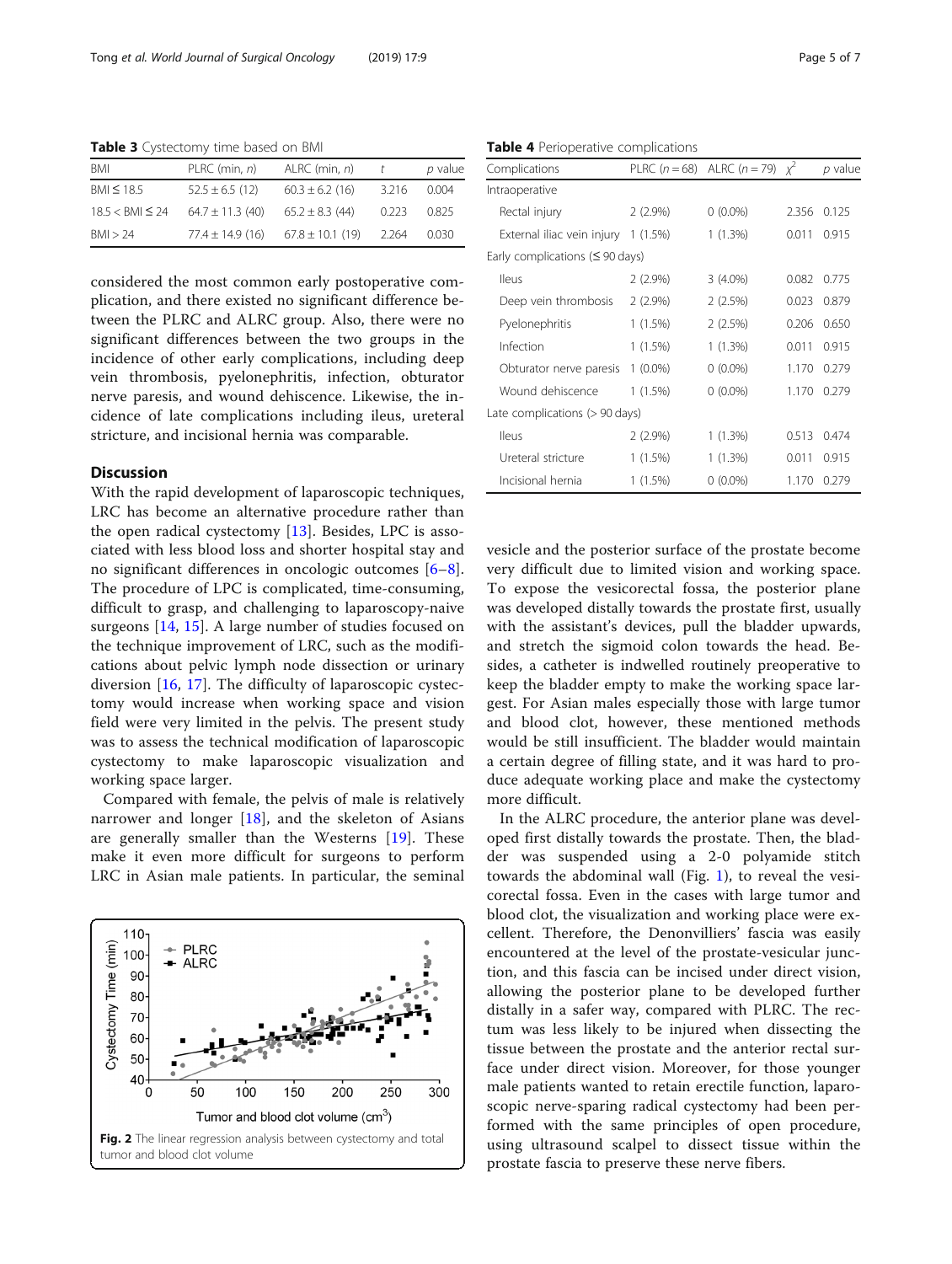**Table 3** Cystectomy time based on BMI

| BMI | PLRC (min, *n*) | ALRC (min, *n*) | *t* | *p* value |
|---|---|---|---|---|
| BMI ≤ 18.5 | 52.5 ± 6.5 (12) | 60.3 ± 6.2 (16) | 3.216 | 0.004 |
| 18.5 < BMI ≤ 24 | 64.7 ± 11.3 (40) | 65.2 ± 8.3 (44) | 0.223 | 0.825 |
| BMI > 24 | 77.4 ± 14.9 (16) | 67.8 ± 10.1 (19) | 2.264 | 0.030 |

considered the most common early postoperative complication, and there existed no significant difference between the PLRC and ALRC group. Also, there were no significant differences between the two groups in the incidence of other early complications, including deep vein thrombosis, pyelonephritis, infection, obturator nerve paresis, and wound dehiscence. Likewise, the incidence of late complications including ileus, ureteral stricture, and incisional hernia was comparable.

## Discussion

With the rapid development of laparoscopic techniques, LRC has become an alternative procedure rather than the open radical cystectomy [13]. Besides, LPC is associated with less blood loss and shorter hospital stay and no significant differences in oncologic outcomes [6–8]. The procedure of LPC is complicated, time-consuming, difficult to grasp, and challenging to laparoscopy-naive surgeons [14, 15]. A large number of studies focused on the technique improvement of LRC, such as the modifications about pelvic lymph node dissection or urinary diversion [16, 17]. The difficulty of laparoscopic cystectomy would increase when working space and vision field were very limited in the pelvis. The present study was to assess the technical modification of laparoscopic cystectomy to make laparoscopic visualization and working space larger.

Compared with female, the pelvis of male is relatively narrower and longer [18], and the skeleton of Asians are generally smaller than the Westerns [19]. These make it even more difficult for surgeons to perform LRC in Asian male patients. In particular, the seminal

**Fig. 2** The linear regression analysis between cystectomy and total tumor and blood clot volume

**Table 4** Perioperative complications

| Complications | PLRC (*n* = 68) | ALRC (*n* = 79) | $\chi^2$ | *p* value |
|---|---|---|---|---|
| Intraoperative | | | | |
| Rectal injury | 2 (2.9%) | 0 (0.0%) | 2.356 | 0.125 |
| External iliac vein injury | 1 (1.5%) | 1 (1.3%) | 0.011 | 0.915 |
| Early complications (≤ 90 days) | | | | |
| Ileus | 2 (2.9%) | 3 (4.0%) | 0.082 | 0.775 |
| Deep vein thrombosis | 2 (2.9%) | 2 (2.5%) | 0.023 | 0.879 |
| Pyelonephritis | 1 (1.5%) | 2 (2.5%) | 0.206 | 0.650 |
| Infection | 1 (1.5%) | 1 (1.3%) | 0.011 | 0.915 |
| Obturator nerve paresis | 1 (0.0%) | 0 (0.0%) | 1.170 | 0.279 |
| Wound dehiscence | 1 (1.5%) | 0 (0.0%) | 1.170 | 0.279 |
| Late complications (> 90 days) | | | | |
| Ileus | 2 (2.9%) | 1 (1.3%) | 0.513 | 0.474 |
| Ureteral stricture | 1 (1.5%) | 1 (1.3%) | 0.011 | 0.915 |
| Incisional hernia | 1 (1.5%) | 0 (0.0%) | 1.170 | 0.279 |

vesicle and the posterior surface of the prostate become very difficult due to limited vision and working space. To expose the vesicorectal fossa, the posterior plane was developed distally towards the prostate first, usually with the assistant's devices, pull the bladder upwards, and stretch the sigmoid colon towards the head. Besides, a catheter is indwelled routinely preoperative to keep the bladder empty to make the working space largest. For Asian males especially those with large tumor and blood clot, however, these mentioned methods would be still insufficient. The bladder would maintain a certain degree of filling state, and it was hard to produce adequate working place and make the cystectomy more difficult.

In the ALRC procedure, the anterior plane was developed first distally towards the prostate. Then, the bladder was suspended using a 2-0 polyamide stitch towards the abdominal wall (Fig. 1), to reveal the vesicorectal fossa. Even in the cases with large tumor and blood clot, the visualization and working place were excellent. Therefore, the Denonvilliers' fascia was easily encountered at the level of the prostate-vesicular junction, and this fascia can be incised under direct vision, allowing the posterior plane to be developed further distally in a safer way, compared with PLRC. The rectum was less likely to be injured when dissecting the tissue between the prostate and the anterior rectal surface under direct vision. Moreover, for those younger male patients wanted to retain erectile function, laparoscopic nerve-sparing radical cystectomy had been performed with the same principles of open procedure, using ultrasound scalpel to dissect tissue within the prostate fascia to preserve these nerve fibers.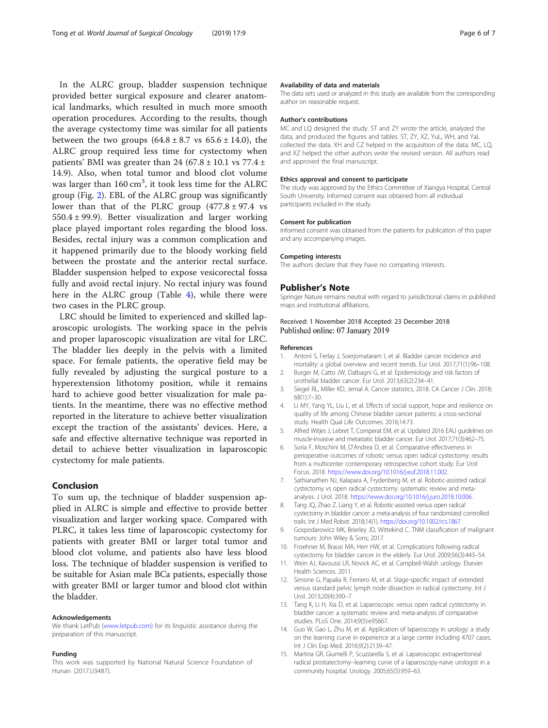In the ALRC group, bladder suspension technique provided better surgical exposure and clearer anatomical landmarks, which resulted in much more smooth operation procedures. According to the results, though the average cystectomy time was similar for all patients between the two groups (64.8 ± 8.7 vs 65.6 ± 14.0), the ALRC group required less time for cystectomy when patients' BMI was greater than 24 (67.8 ± 10.1 vs 77.4 ± 14.9). Also, when total tumor and blood clot volume was larger than 160 $cm^3$, it took less time for the ALRC group (Fig. 2). EBL of the ALRC group was significantly lower than that of the PLRC group (477.8 ± 97.4 vs 550.4 ± 99.9). Better visualization and larger working place played important roles regarding the blood loss. Besides, rectal injury was a common complication and it happened primarily due to the bloody working field between the prostate and the anterior rectal surface. Bladder suspension helped to expose vesicorectal fossa fully and avoid rectal injury. No rectal injury was found here in the ALRC group (Table 4), while there were two cases in the PLRC group.

LRC should be limited to experienced and skilled laparoscopic urologists. The working space in the pelvis and proper laparoscopic visualization are vital for LRC. The bladder lies deeply in the pelvis with a limited space. For female patients, the operative field may be fully revealed by adjusting the surgical posture to a hyperextension lithotomy position, while it remains hard to achieve good better visualization for male patients. In the meantime, there was no effective method reported in the literature to achieve better visualization except the traction of the assistants' devices. Here, a safe and effective alternative technique was reported in detail to achieve better visualization in laparoscopic cystectomy for male patients.

## Conclusion

To sum up, the technique of bladder suspension applied in ALRC is simple and effective to provide better visualization and larger working space. Compared with PLRC, it takes less time of laparoscopic cystectomy for patients with greater BMI or larger total tumor and blood clot volume, and patients also have less blood loss. The technique of bladder suspension is verified to be suitable for Asian male BCa patients, especially those with greater BMI or larger tumor and blood clot within the bladder.

#### Acknowledgements

We thank LetPub (www.letpub.com) for its linguistic assistance during the preparation of this manuscript.

#### Funding

This work was supported by National Natural Science Foundation of Hunan (2017JJ3487).

#### Availability of data and materials

The data sets used or analyzed in this study are available from the corresponding author on reasonable request.

#### Author's contributions

MC and LQ designed the study. ST and ZY wrote the article, analyzed the data, and produced the figures and tables. ST, ZY, XZ, YuL, WH, and YaL collected the data. XH and CZ helped in the acquisition of the data. MC, LQ, and XZ helped the other authors write the revised version. All authors read and approved the final manuscript.

#### Ethics approval and consent to participate

The study was approved by the Ethics Committee of Xiangya Hospital, Central South University. Informed consent was obtained from all individual participants included in the study.

#### Consent for publication

Informed consent was obtained from the patients for publication of this paper and any accompanying images.

#### Competing interests

The authors declare that they have no competing interests.

## Publisher's Note

Springer Nature remains neutral with regard to jurisdictional claims in published maps and institutional affiliations.

Received: 1 November 2018 Accepted: 23 December 2018
Published online: 07 January 2019

#### References

1. Antoni S, Ferlay J, Soerjomataram I, et al. Bladder cancer incidence and mortality: a global overview and recent trends. Eur Urol. 2017;71(1):96–108.
2. Burger M, Catto JW, Dalbagni G, et al. Epidemiology and risk factors of urothelial bladder cancer. Eur Urol. 2013;63(2):234–41.
3. Siegel RL, Miller KD, Jemal A. Cancer statistics, 2018. CA Cancer J Clin. 2018; 68(1):7–30.
4. Li MY, Yang YL, Liu L, et al. Effects of social support, hope and resilience on quality of life among Chinese bladder cancer patients: a cross-sectional study. Health Qual Life Outcomes. 2016;14:73.
5. Alfred Witjes J, Lebret T, Comperat EM, et al. Updated 2016 EAU guidelines on muscle-invasive and metastatic bladder cancer. Eur Urol. 2017;71(3):462–75.
6. Soria F, Moschini M, D'Andrea D, et al. Comparative effectiveness in perioperative outcomes of robotic versus open radical cystectomy: results from a multicenter contemporary retrospective cohort study. Eur Urol Focus. 2018. https://www.doi.org/10.1016/j.euf.2018.11.002.
7. Sathianathen NJ, Kalapara A, Frydenberg M, et al. Robotic-assisted radical cystectomy vs open radical cystectomy: systematic review and meta-analysis. J Urol. 2018. https://www.doi.org/10.1016/j.juro.2018.10.006.
8. Tang JQ, Zhao Z, Liang Y, et al. Robotic-assisted versus open radical cystectomy in bladder cancer: a meta-analysis of four randomized controlled trails. Int J Med Robot. 2018;14(1). https://doi.org/10.1002/rcs.1867.
9. Gospodarowicz MK, Brierley JD, Wittekind C. TNM classification of malignant tumours: John Wiley & Sons; 2017.
10. Froehner M, Brausi MA, Herr HW, et al. Complications following radical cystectomy for bladder cancer in the elderly. Eur Urol. 2009;56(3):443–54.
11. Wein AJ, Kavoussi LR, Novick AC, et al. Campbell-Walsh urology. Elsevier Health Sciences. 2011.
12. Simone G, Papalia R, Ferriero M, et al. Stage-specific impact of extended versus standard pelvic lymph node dissection in radical cystectomy. Int J Urol. 2013;20(4):390–7.
13. Tang K, Li H, Xia D, et al. Laparoscopic versus open radical cystectomy in bladder cancer: a systematic review and meta-analysis of comparative studies. PLoS One. 2014;9(5):e95667.
14. Guo W, Gao L, Zhu M, et al. Application of laparoscopy in urology: a study on the learning curve in experience at a large center including 4707 cases. Int J Clin Exp Med. 2016;9(2):2139–47.
15. Martina GR, Giumelli P, Scuzzarella S, et al. Laparoscopic extraperitoneal radical prostatectomy--learning curve of a laparoscopy-naive urologist in a community hospital. Urology. 2005;65(5):959–63.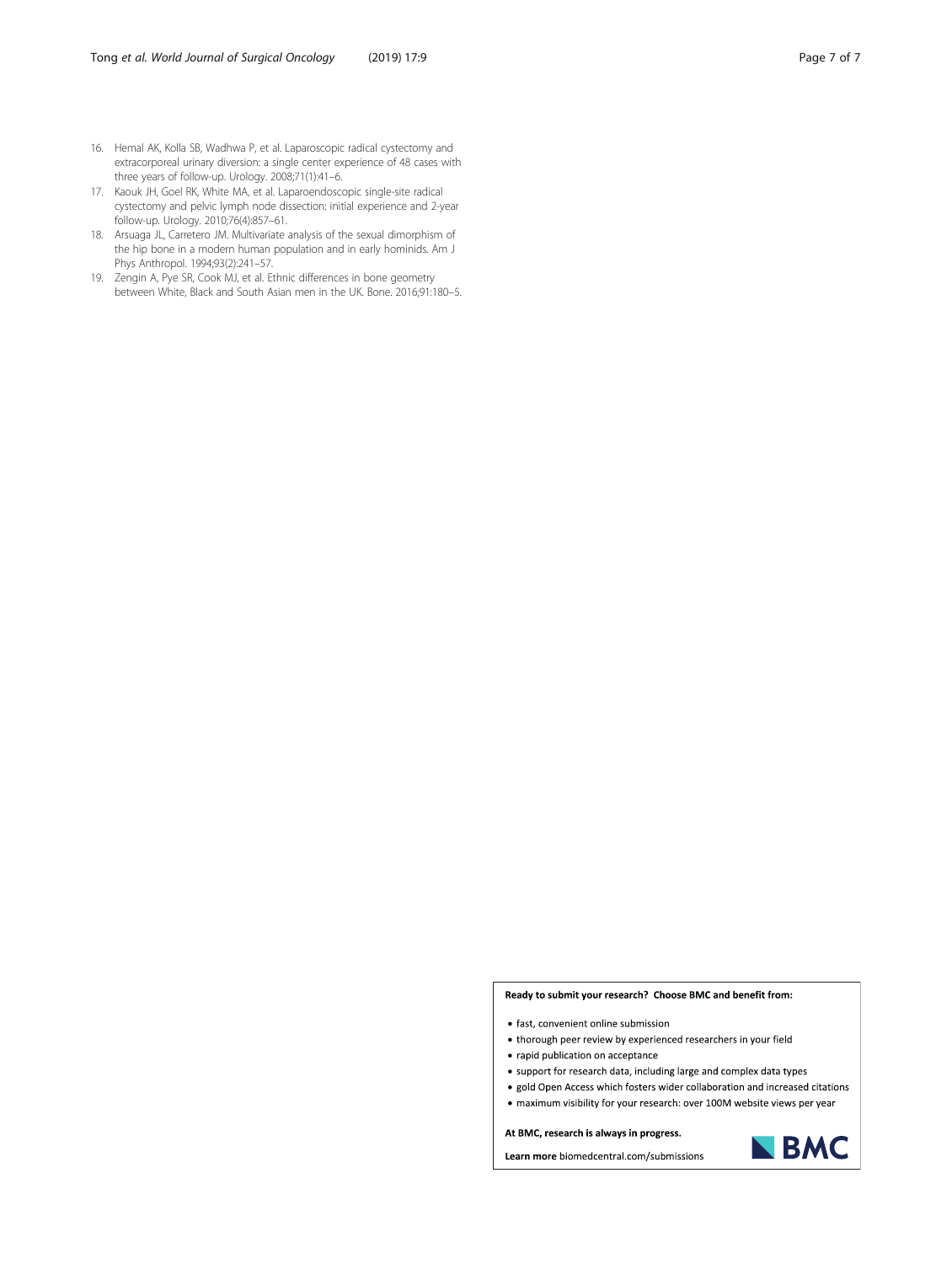16. Hemal AK, Kolla SB, Wadhwa P, et al. Laparoscopic radical cystectomy and extracorporeal urinary diversion: a single center experience of 48 cases with three years of follow-up. Urology. 2008;71(1):41–6.
17. Kaouk JH, Goel RK, White MA, et al. Laparoendoscopic single-site radical cystectomy and pelvic lymph node dissection: initial experience and 2-year follow-up. Urology. 2010;76(4):857–61.
18. Arsuaga JL, Carretero JM. Multivariate analysis of the sexual dimorphism of the hip bone in a modern human population and in early hominids. Am J Phys Anthropol. 1994;93(2):241–57.
19. Zengin A, Pye SR, Cook MJ, et al. Ethnic differences in bone geometry between White, Black and South Asian men in the UK. Bone. 2016;91:180–5.

**Ready to submit your research? Choose BMC and benefit from:**

- fast, convenient online submission
- thorough peer review by experienced researchers in your field
- rapid publication on acceptance
- support for research data, including large and complex data types
- gold Open Access which fosters wider collaboration and increased citations
- maximum visibility for your research: over 100M website views per year

**At BMC, research is always in progress.**

**Learn more** biomedcentral.com/submissions

BMC